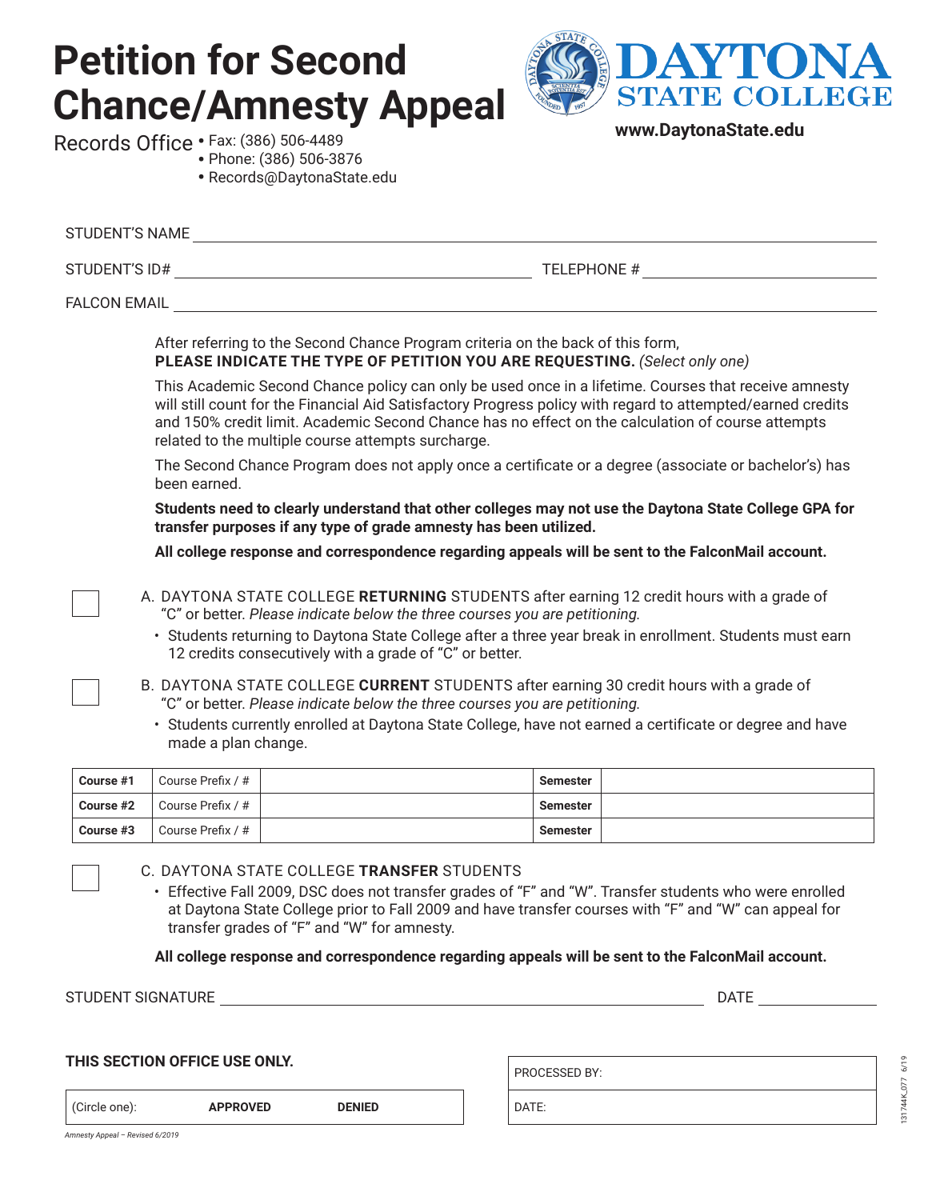# Petition for Second Chance/Amnesty Appeal

DAYTONA STATE COLLEGE

www.DaytonaState.edu

Records Office
- Fax: (386) 506-4489
- Phone: (386) 506-3876
- Records@DaytonaState.edu

STUDENT'S NAME ______________________________

STUDENT'S ID# ______________________ TELEPHONE # ______________________

FALCON EMAIL ______________________________

After referring to the Second Chance Program criteria on the back of this form,
**PLEASE INDICATE THE TYPE OF PETITION YOU ARE REQUESTING.** *(Select only one)*

This Academic Second Chance policy can only be used once in a lifetime. Courses that receive amnesty will still count for the Financial Aid Satisfactory Progress policy with regard to attempted/earned credits and 150% credit limit. Academic Second Chance has no effect on the calculation of course attempts related to the multiple course attempts surcharge.

The Second Chance Program does not apply once a certificate or a degree (associate or bachelor's) has been earned.

**Students need to clearly understand that other colleges may not use the Daytona State College GPA for transfer purposes if any type of grade amnesty has been utilized.**

**All college response and correspondence regarding appeals will be sent to the FalconMail account.**

☐ A. DAYTONA STATE COLLEGE **RETURNING** STUDENTS after earning 12 credit hours with a grade of "C" or better. *Please indicate below the three courses you are petitioning.*
- Students returning to Daytona State College after a three year break in enrollment. Students must earn 12 credits consecutively with a grade of "C" or better.

☐ B. DAYTONA STATE COLLEGE **CURRENT** STUDENTS after earning 30 credit hours with a grade of "C" or better. *Please indicate below the three courses you are petitioning.*
- Students currently enrolled at Daytona State College, have not earned a certificate or degree and have made a plan change.

| | | | | |
|---|---|---|---|---|
| **Course #1** | Course Prefix / # | | **Semester** | |
| **Course #2** | Course Prefix / # | | **Semester** | |
| **Course #3** | Course Prefix / # | | **Semester** | |

☐ C. DAYTONA STATE COLLEGE **TRANSFER** STUDENTS
- Effective Fall 2009, DSC does not transfer grades of "F" and "W". Transfer students who were enrolled at Daytona State College prior to Fall 2009 and have transfer courses with "F" and "W" can appeal for transfer grades of "F" and "W" for amnesty.

**All college response and correspondence regarding appeals will be sent to the FalconMail account.**

STUDENT SIGNATURE ______________________________ DATE ______________

**THIS SECTION OFFICE USE ONLY.**

| (Circle one): | **APPROVED** | **DENIED** |
|---|---|---|

| PROCESSED BY: |
|---|
| DATE: |

*Amnesty Appeal – Revised 6/2019*

131744K_077 6/19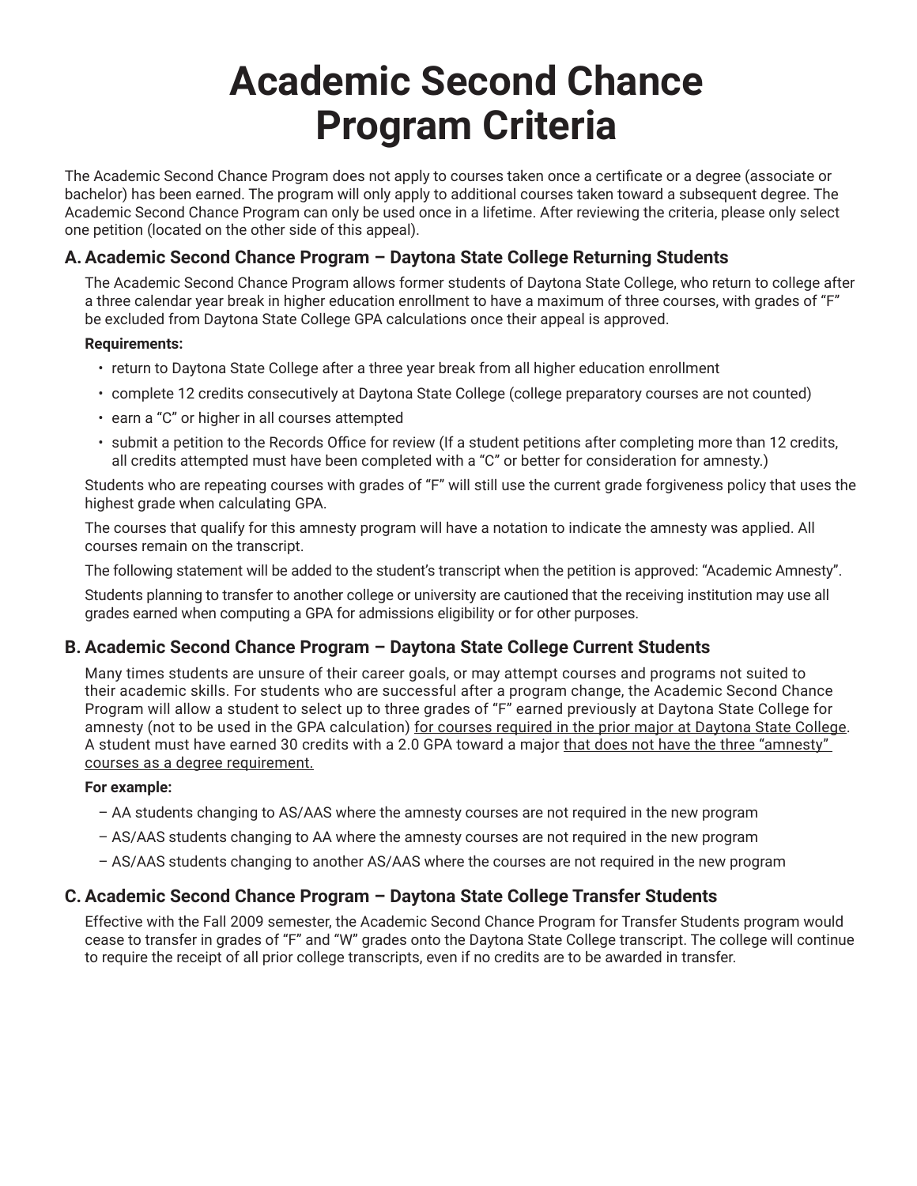# Academic Second Chance Program Criteria

The Academic Second Chance Program does not apply to courses taken once a certificate or a degree (associate or bachelor) has been earned. The program will only apply to additional courses taken toward a subsequent degree. The Academic Second Chance Program can only be used once in a lifetime. After reviewing the criteria, please only select one petition (located on the other side of this appeal).

## A. Academic Second Chance Program – Daytona State College Returning Students

The Academic Second Chance Program allows former students of Daytona State College, who return to college after a three calendar year break in higher education enrollment to have a maximum of three courses, with grades of "F" be excluded from Daytona State College GPA calculations once their appeal is approved.

**Requirements:**

- return to Daytona State College after a three year break from all higher education enrollment
- complete 12 credits consecutively at Daytona State College (college preparatory courses are not counted)
- earn a "C" or higher in all courses attempted
- submit a petition to the Records Office for review (If a student petitions after completing more than 12 credits, all credits attempted must have been completed with a "C" or better for consideration for amnesty.)

Students who are repeating courses with grades of "F" will still use the current grade forgiveness policy that uses the highest grade when calculating GPA.

The courses that qualify for this amnesty program will have a notation to indicate the amnesty was applied. All courses remain on the transcript.

The following statement will be added to the student's transcript when the petition is approved: "Academic Amnesty".

Students planning to transfer to another college or university are cautioned that the receiving institution may use all grades earned when computing a GPA for admissions eligibility or for other purposes.

## B. Academic Second Chance Program – Daytona State College Current Students

Many times students are unsure of their career goals, or may attempt courses and programs not suited to their academic skills. For students who are successful after a program change, the Academic Second Chance Program will allow a student to select up to three grades of "F" earned previously at Daytona State College for amnesty (not to be used in the GPA calculation) <u>for courses required in the prior major at Daytona State College</u>. A student must have earned 30 credits with a 2.0 GPA toward a major <u>that does not have the three "amnesty" courses as a degree requirement.</u>

**For example:**

- AA students changing to AS/AAS where the amnesty courses are not required in the new program
- AS/AAS students changing to AA where the amnesty courses are not required in the new program
- AS/AAS students changing to another AS/AAS where the courses are not required in the new program

## C. Academic Second Chance Program – Daytona State College Transfer Students

Effective with the Fall 2009 semester, the Academic Second Chance Program for Transfer Students program would cease to transfer in grades of "F" and "W" grades onto the Daytona State College transcript. The college will continue to require the receipt of all prior college transcripts, even if no credits are to be awarded in transfer.